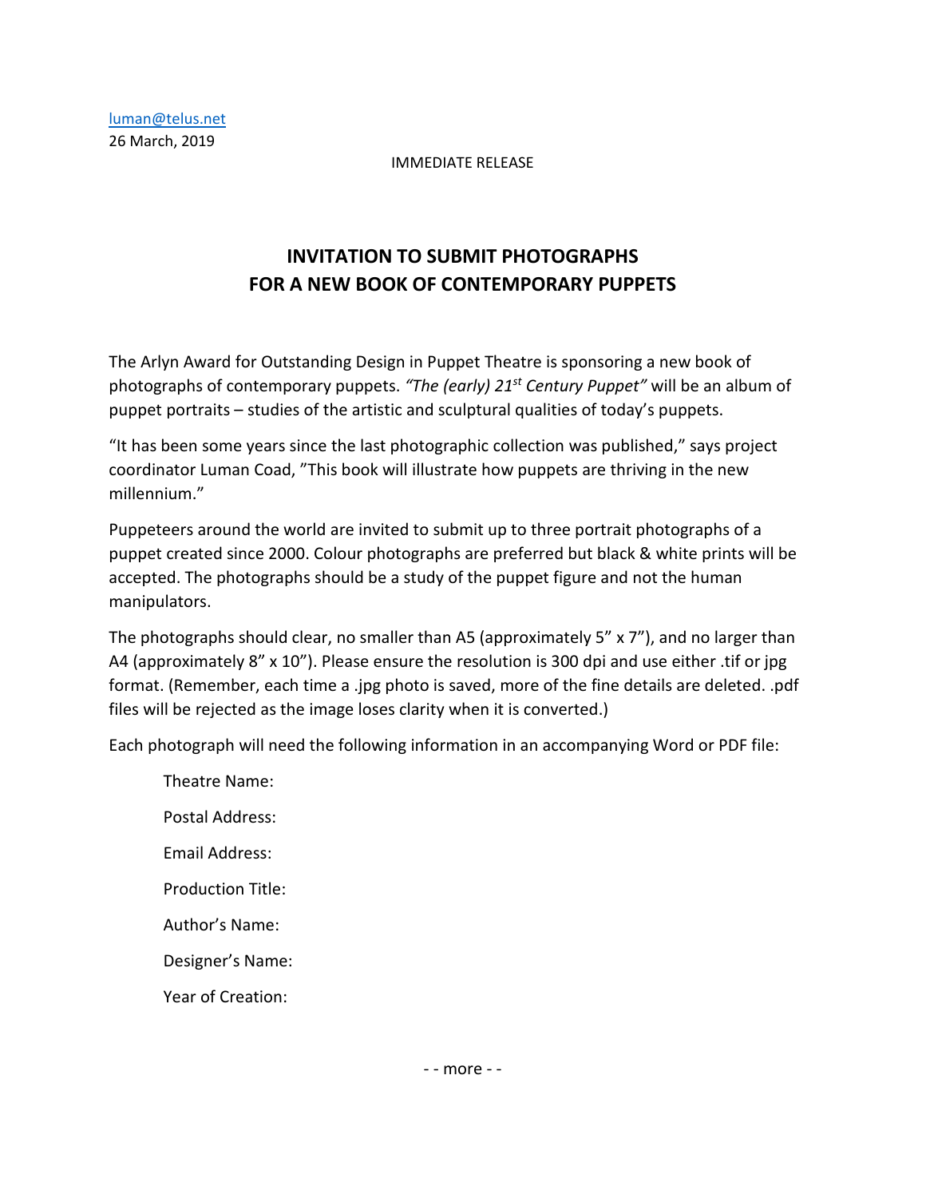luman@telus.net
26 March, 2019

IMMEDIATE RELEASE

# INVITATION TO SUBMIT PHOTOGRAPHS FOR A NEW BOOK OF CONTEMPORARY PUPPETS

The Arlyn Award for Outstanding Design in Puppet Theatre is sponsoring a new book of photographs of contemporary puppets. *"The (early) 21st Century Puppet"* will be an album of puppet portraits – studies of the artistic and sculptural qualities of today's puppets.

"It has been some years since the last photographic collection was published," says project coordinator Luman Coad, "This book will illustrate how puppets are thriving in the new millennium."

Puppeteers around the world are invited to submit up to three portrait photographs of a puppet created since 2000. Colour photographs are preferred but black & white prints will be accepted. The photographs should be a study of the puppet figure and not the human manipulators.

The photographs should clear, no smaller than A5 (approximately 5" x 7"), and no larger than A4 (approximately 8" x 10"). Please ensure the resolution is 300 dpi and use either .tif or jpg format. (Remember, each time a .jpg photo is saved, more of the fine details are deleted. .pdf files will be rejected as the image loses clarity when it is converted.)

Each photograph will need the following information in an accompanying Word or PDF file:

Theatre Name:

Postal Address:

Email Address:

Production Title:

Author's Name:

Designer's Name:

Year of Creation:

- - more - -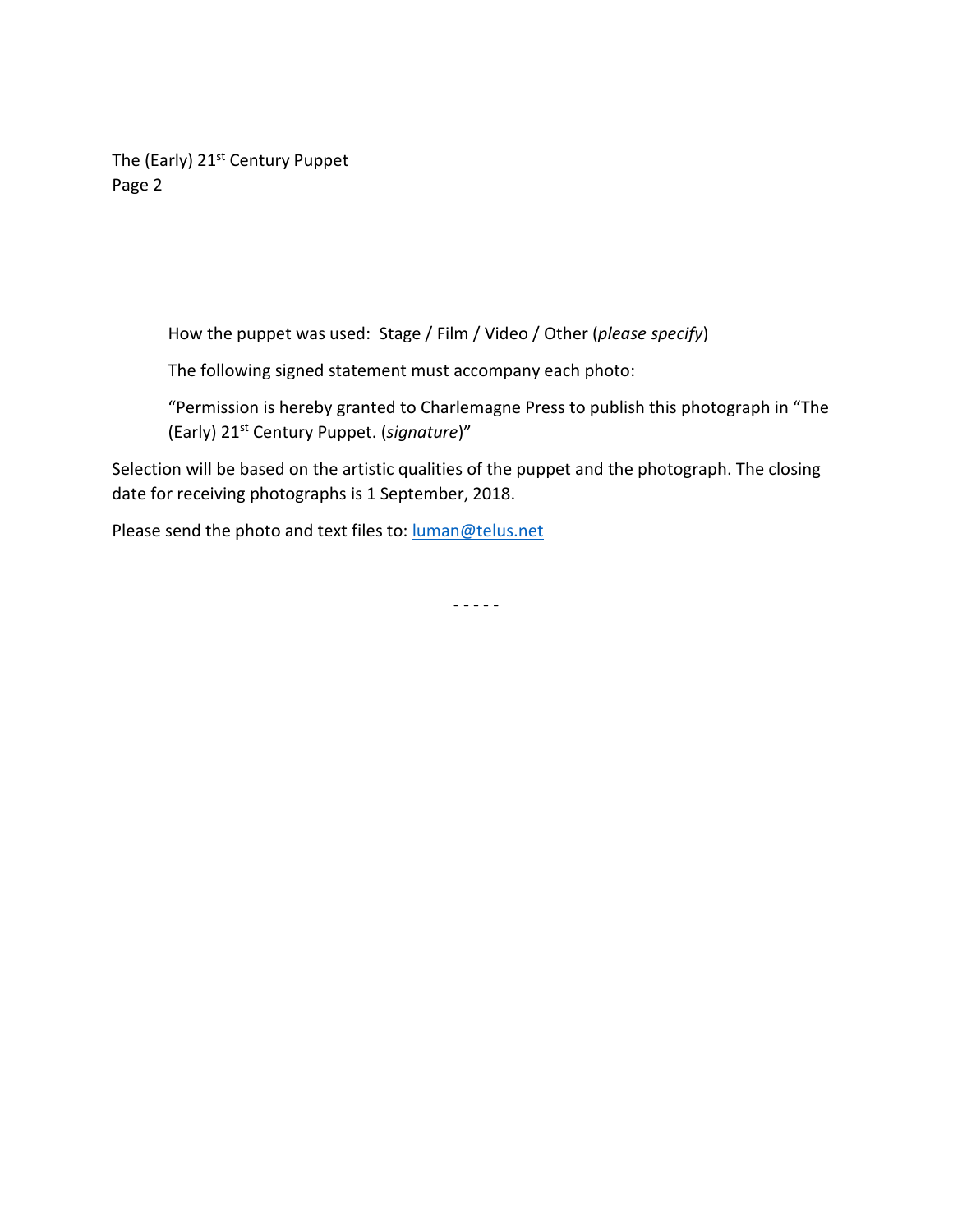How the puppet was used: Stage / Film / Video / Other (*please specify*)

The following signed statement must accompany each photo:

"Permission is hereby granted to Charlemagne Press to publish this photograph in "The (Early) 21st Century Puppet. (*signature*)"

Selection will be based on the artistic qualities of the puppet and the photograph. The closing date for receiving photographs is 1 September, 2018.

Please send the photo and text files to: luman@telus.net

- - - - -